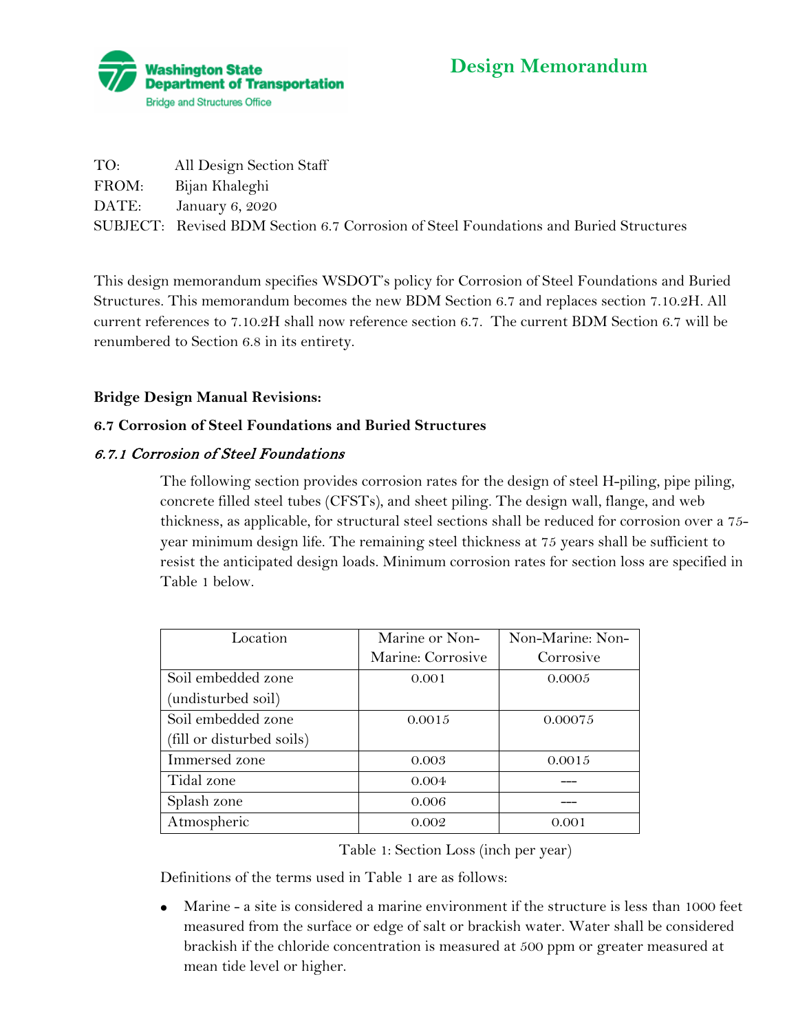**Washington State Department of Transportation**
Bridge and Structures Office

# Design Memorandum

TO: All Design Section Staff
FROM: Bijan Khaleghi
DATE: January 6, 2020
SUBJECT: Revised BDM Section 6.7 Corrosion of Steel Foundations and Buried Structures

This design memorandum specifies WSDOT's policy for Corrosion of Steel Foundations and Buried Structures. This memorandum becomes the new BDM Section 6.7 and replaces section 7.10.2H. All current references to 7.10.2H shall now reference section 6.7. The current BDM Section 6.7 will be renumbered to Section 6.8 in its entirety.

**Bridge Design Manual Revisions:**

**6.7 Corrosion of Steel Foundations and Buried Structures**

### *6.7.1 Corrosion of Steel Foundations*

The following section provides corrosion rates for the design of steel H-piling, pipe piling, concrete filled steel tubes (CFSTs), and sheet piling. The design wall, flange, and web thickness, as applicable, for structural steel sections shall be reduced for corrosion over a 75-year minimum design life. The remaining steel thickness at 75 years shall be sufficient to resist the anticipated design loads. Minimum corrosion rates for section loss are specified in Table 1 below.

| Location | Marine or Non-Marine: Corrosive | Non-Marine: Non-Corrosive |
| --- | --- | --- |
| Soil embedded zone (undisturbed soil) | 0.001 | 0.0005 |
| Soil embedded zone (fill or disturbed soils) | 0.0015 | 0.00075 |
| Immersed zone | 0.003 | 0.0015 |
| Tidal zone | 0.004 | --- |
| Splash zone | 0.006 | --- |
| Atmospheric | 0.002 | 0.001 |

Table 1: Section Loss (inch per year)

Definitions of the terms used in Table 1 are as follows:

- Marine - a site is considered a marine environment if the structure is less than 1000 feet measured from the surface or edge of salt or brackish water. Water shall be considered brackish if the chloride concentration is measured at 500 ppm or greater measured at mean tide level or higher.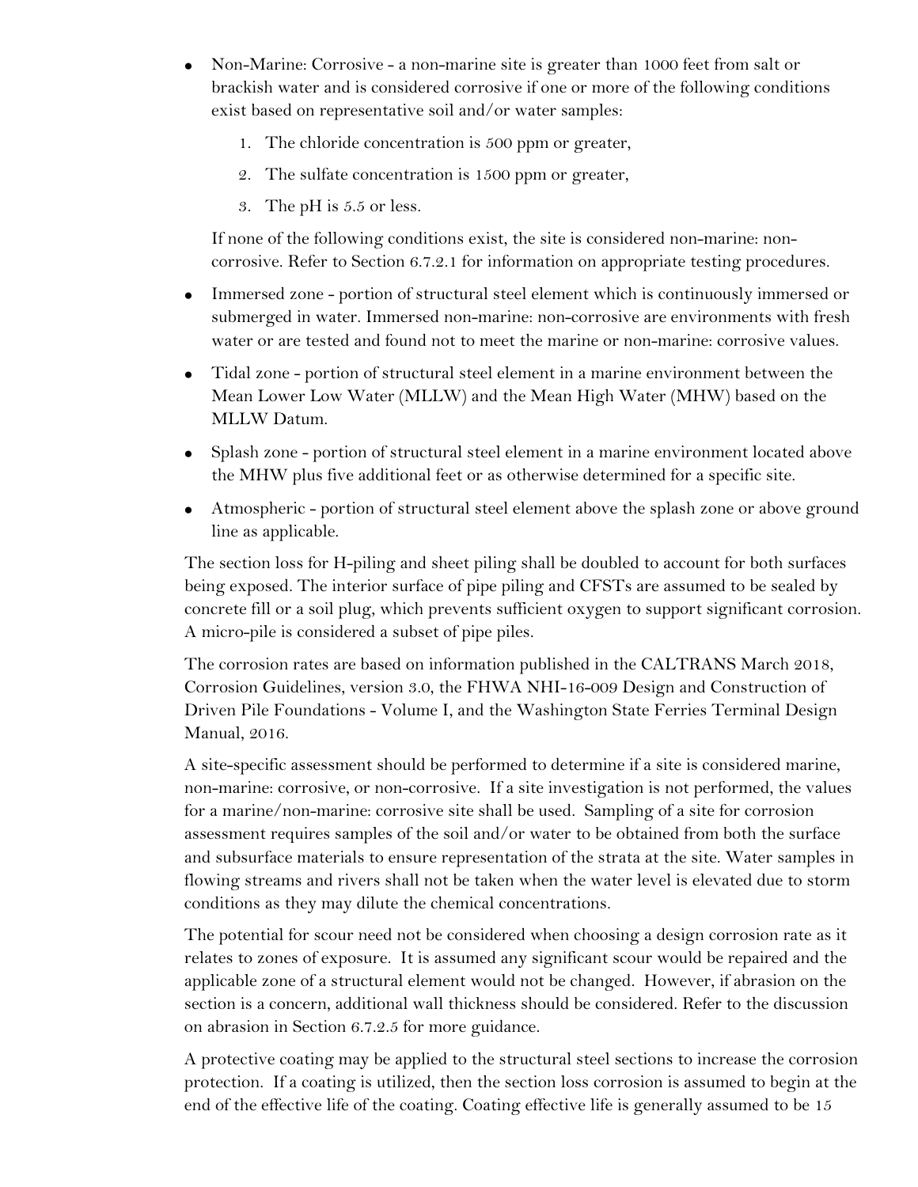- Non-Marine: Corrosive - a non-marine site is greater than 1000 feet from salt or brackish water and is considered corrosive if one or more of the following conditions exist based on representative soil and/or water samples:

    1. The chloride concentration is 500 ppm or greater,
    2. The sulfate concentration is 1500 ppm or greater,
    3. The pH is 5.5 or less.

  If none of the following conditions exist, the site is considered non-marine: non-corrosive. Refer to Section 6.7.2.1 for information on appropriate testing procedures.

- Immersed zone - portion of structural steel element which is continuously immersed or submerged in water. Immersed non-marine: non-corrosive are environments with fresh water or are tested and found not to meet the marine or non-marine: corrosive values.
- Tidal zone - portion of structural steel element in a marine environment between the Mean Lower Low Water (MLLW) and the Mean High Water (MHW) based on the MLLW Datum.
- Splash zone - portion of structural steel element in a marine environment located above the MHW plus five additional feet or as otherwise determined for a specific site.
- Atmospheric - portion of structural steel element above the splash zone or above ground line as applicable.

The section loss for H-piling and sheet piling shall be doubled to account for both surfaces being exposed. The interior surface of pipe piling and CFSTs are assumed to be sealed by concrete fill or a soil plug, which prevents sufficient oxygen to support significant corrosion. A micro-pile is considered a subset of pipe piles.

The corrosion rates are based on information published in the CALTRANS March 2018, Corrosion Guidelines, version 3.0, the FHWA NHI-16-009 Design and Construction of Driven Pile Foundations - Volume I, and the Washington State Ferries Terminal Design Manual, 2016.

A site-specific assessment should be performed to determine if a site is considered marine, non-marine: corrosive, or non-corrosive. If a site investigation is not performed, the values for a marine/non-marine: corrosive site shall be used. Sampling of a site for corrosion assessment requires samples of the soil and/or water to be obtained from both the surface and subsurface materials to ensure representation of the strata at the site. Water samples in flowing streams and rivers shall not be taken when the water level is elevated due to storm conditions as they may dilute the chemical concentrations.

The potential for scour need not be considered when choosing a design corrosion rate as it relates to zones of exposure. It is assumed any significant scour would be repaired and the applicable zone of a structural element would not be changed. However, if abrasion on the section is a concern, additional wall thickness should be considered. Refer to the discussion on abrasion in Section 6.7.2.5 for more guidance.

A protective coating may be applied to the structural steel sections to increase the corrosion protection. If a coating is utilized, then the section loss corrosion is assumed to begin at the end of the effective life of the coating. Coating effective life is generally assumed to be 15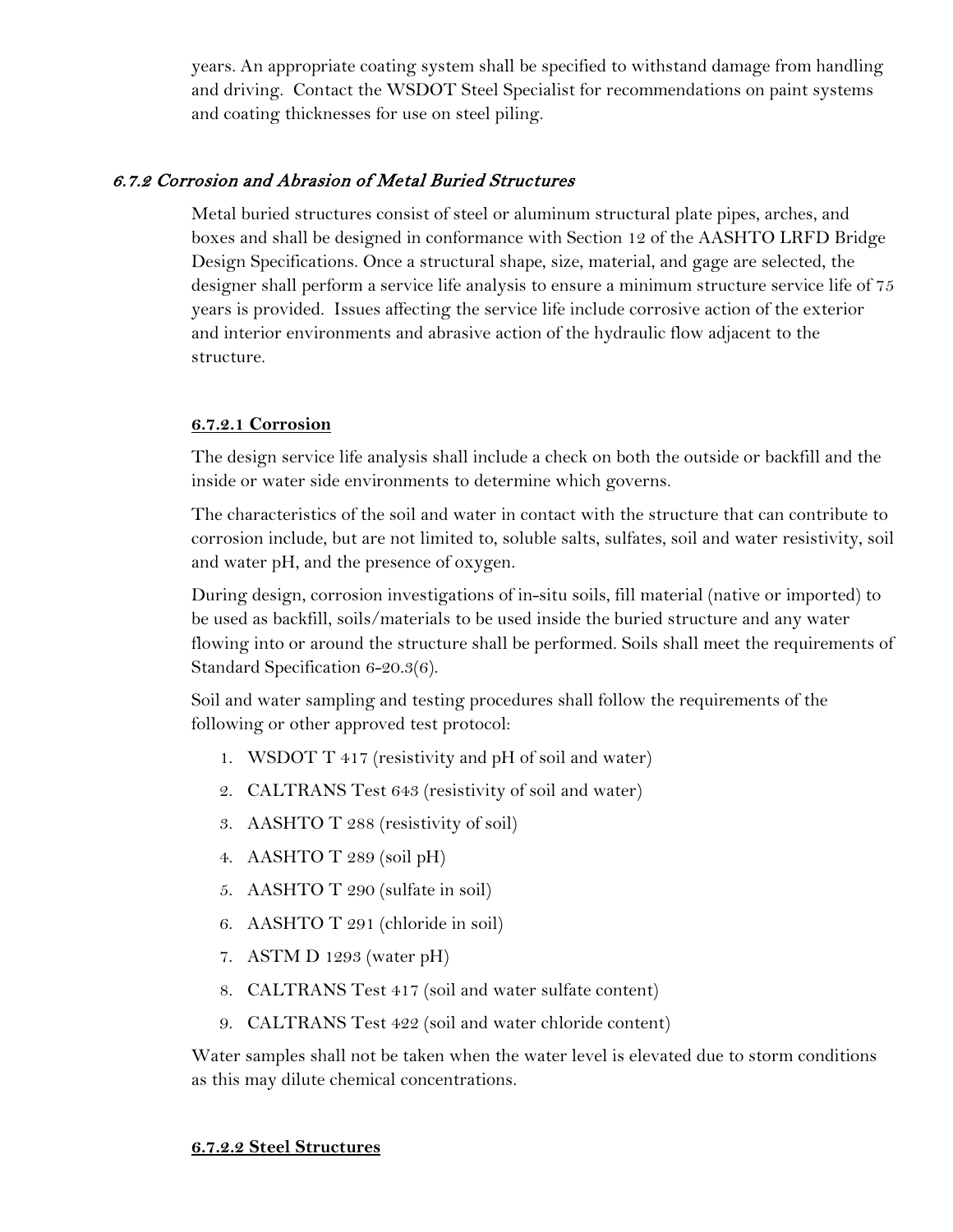years. An appropriate coating system shall be specified to withstand damage from handling and driving. Contact the WSDOT Steel Specialist for recommendations on paint systems and coating thicknesses for use on steel piling.

### *6.7.2 Corrosion and Abrasion of Metal Buried Structures*

Metal buried structures consist of steel or aluminum structural plate pipes, arches, and boxes and shall be designed in conformance with Section 12 of the AASHTO LRFD Bridge Design Specifications. Once a structural shape, size, material, and gage are selected, the designer shall perform a service life analysis to ensure a minimum structure service life of 75 years is provided. Issues affecting the service life include corrosive action of the exterior and interior environments and abrasive action of the hydraulic flow adjacent to the structure.

#### **6.7.2.1 Corrosion**

The design service life analysis shall include a check on both the outside or backfill and the inside or water side environments to determine which governs.

The characteristics of the soil and water in contact with the structure that can contribute to corrosion include, but are not limited to, soluble salts, sulfates, soil and water resistivity, soil and water pH, and the presence of oxygen.

During design, corrosion investigations of in-situ soils, fill material (native or imported) to be used as backfill, soils/materials to be used inside the buried structure and any water flowing into or around the structure shall be performed. Soils shall meet the requirements of Standard Specification 6-20.3(6).

Soil and water sampling and testing procedures shall follow the requirements of the following or other approved test protocol:

1. WSDOT T 417 (resistivity and pH of soil and water)
2. CALTRANS Test 643 (resistivity of soil and water)
3. AASHTO T 288 (resistivity of soil)
4. AASHTO T 289 (soil pH)
5. AASHTO T 290 (sulfate in soil)
6. AASHTO T 291 (chloride in soil)
7. ASTM D 1293 (water pH)
8. CALTRANS Test 417 (soil and water sulfate content)
9. CALTRANS Test 422 (soil and water chloride content)

Water samples shall not be taken when the water level is elevated due to storm conditions as this may dilute chemical concentrations.

#### **6.7.2.2 Steel Structures**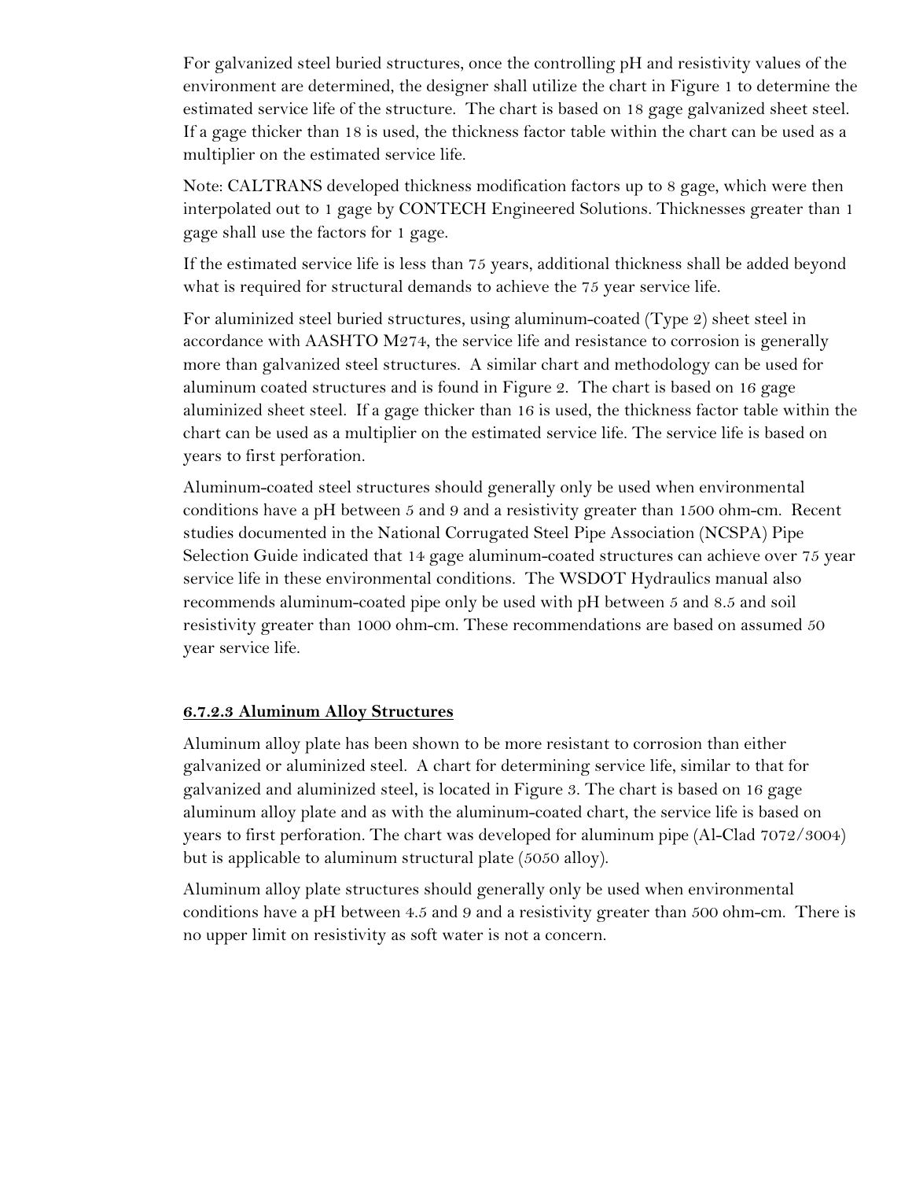For galvanized steel buried structures, once the controlling pH and resistivity values of the environment are determined, the designer shall utilize the chart in Figure 1 to determine the estimated service life of the structure. The chart is based on 18 gage galvanized sheet steel. If a gage thicker than 18 is used, the thickness factor table within the chart can be used as a multiplier on the estimated service life.

Note: CALTRANS developed thickness modification factors up to 8 gage, which were then interpolated out to 1 gage by CONTECH Engineered Solutions. Thicknesses greater than 1 gage shall use the factors for 1 gage.

If the estimated service life is less than 75 years, additional thickness shall be added beyond what is required for structural demands to achieve the 75 year service life.

For aluminized steel buried structures, using aluminum-coated (Type 2) sheet steel in accordance with AASHTO M274, the service life and resistance to corrosion is generally more than galvanized steel structures. A similar chart and methodology can be used for aluminum coated structures and is found in Figure 2. The chart is based on 16 gage aluminized sheet steel. If a gage thicker than 16 is used, the thickness factor table within the chart can be used as a multiplier on the estimated service life. The service life is based on years to first perforation.

Aluminum-coated steel structures should generally only be used when environmental conditions have a pH between 5 and 9 and a resistivity greater than 1500 ohm-cm. Recent studies documented in the National Corrugated Steel Pipe Association (NCSPA) Pipe Selection Guide indicated that 14 gage aluminum-coated structures can achieve over 75 year service life in these environmental conditions. The WSDOT Hydraulics manual also recommends aluminum-coated pipe only be used with pH between 5 and 8.5 and soil resistivity greater than 1000 ohm-cm. These recommendations are based on assumed 50 year service life.

#### 6.7.2.3 Aluminum Alloy Structures

Aluminum alloy plate has been shown to be more resistant to corrosion than either galvanized or aluminized steel. A chart for determining service life, similar to that for galvanized and aluminized steel, is located in Figure 3. The chart is based on 16 gage aluminum alloy plate and as with the aluminum-coated chart, the service life is based on years to first perforation. The chart was developed for aluminum pipe (Al-Clad 7072/3004) but is applicable to aluminum structural plate (5050 alloy).

Aluminum alloy plate structures should generally only be used when environmental conditions have a pH between 4.5 and 9 and a resistivity greater than 500 ohm-cm. There is no upper limit on resistivity as soft water is not a concern.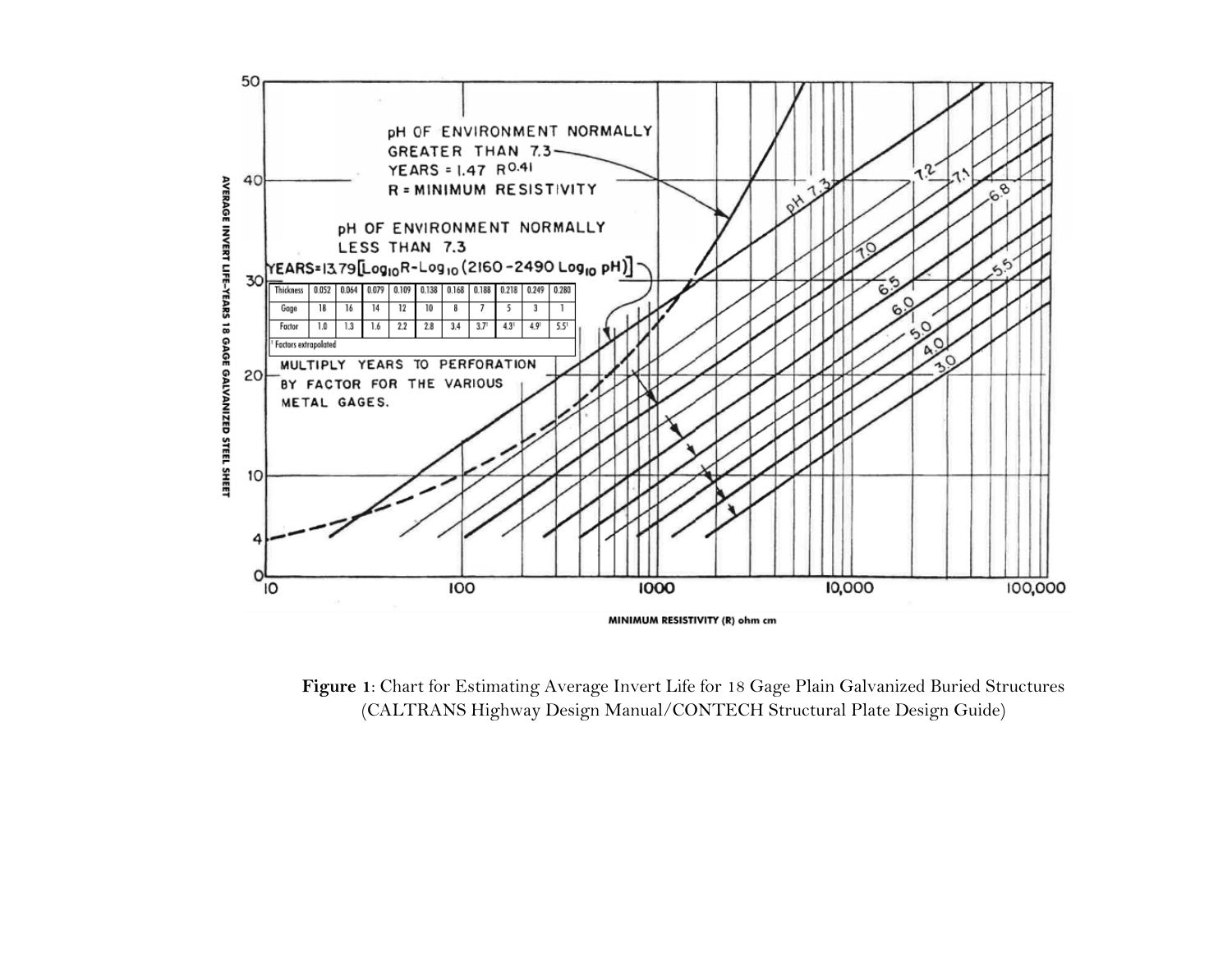pH OF ENVIRONMENT NORMALLY GREATER THAN 7.3

$YEARS = 1.47\ R^{0.41}$

R = MINIMUM RESISTIVITY

pH OF ENVIRONMENT NORMALLY LESS THAN 7.3

$YEARS = 13.79[\log_{10} R - \log_{10}(2160 - 2490 \log_{10} pH)]$

| Thickness | 0.052 | 0.064 | 0.079 | 0.109 | 0.138 | 0.168 | 0.188 | 0.218 | 0.249 | 0.280 |
|---|---|---|---|---|---|---|---|---|---|---|
| Gage | 18 | 16 | 14 | 12 | 10 | 8 | 7 | 5 | 3 | 1 |
| Factor | 1.0 | 1.3 | 1.6 | 2.2 | 2.8 | 3.4 | 3.7[1] | 4.3[1] | 4.9[1] | 5.5[1] |

[1] Factors extrapolated

MULTIPLY YEARS TO PERFORATION BY FACTOR FOR THE VARIOUS METAL GAGES.

pH curves: 7.3, 7.2, 7.1, 7.0, 6.8, 6.5, 6.0, 5.5, 5.0, 4.0, 3.0

AVERAGE INVERT LIFE–YEARS 18 GAGE GALVANIZED STEEL SHEET

MINIMUM RESISTIVITY (R) ohm cm

**Figure 1**: Chart for Estimating Average Invert Life for 18 Gage Plain Galvanized Buried Structures (CALTRANS Highway Design Manual/CONTECH Structural Plate Design Guide)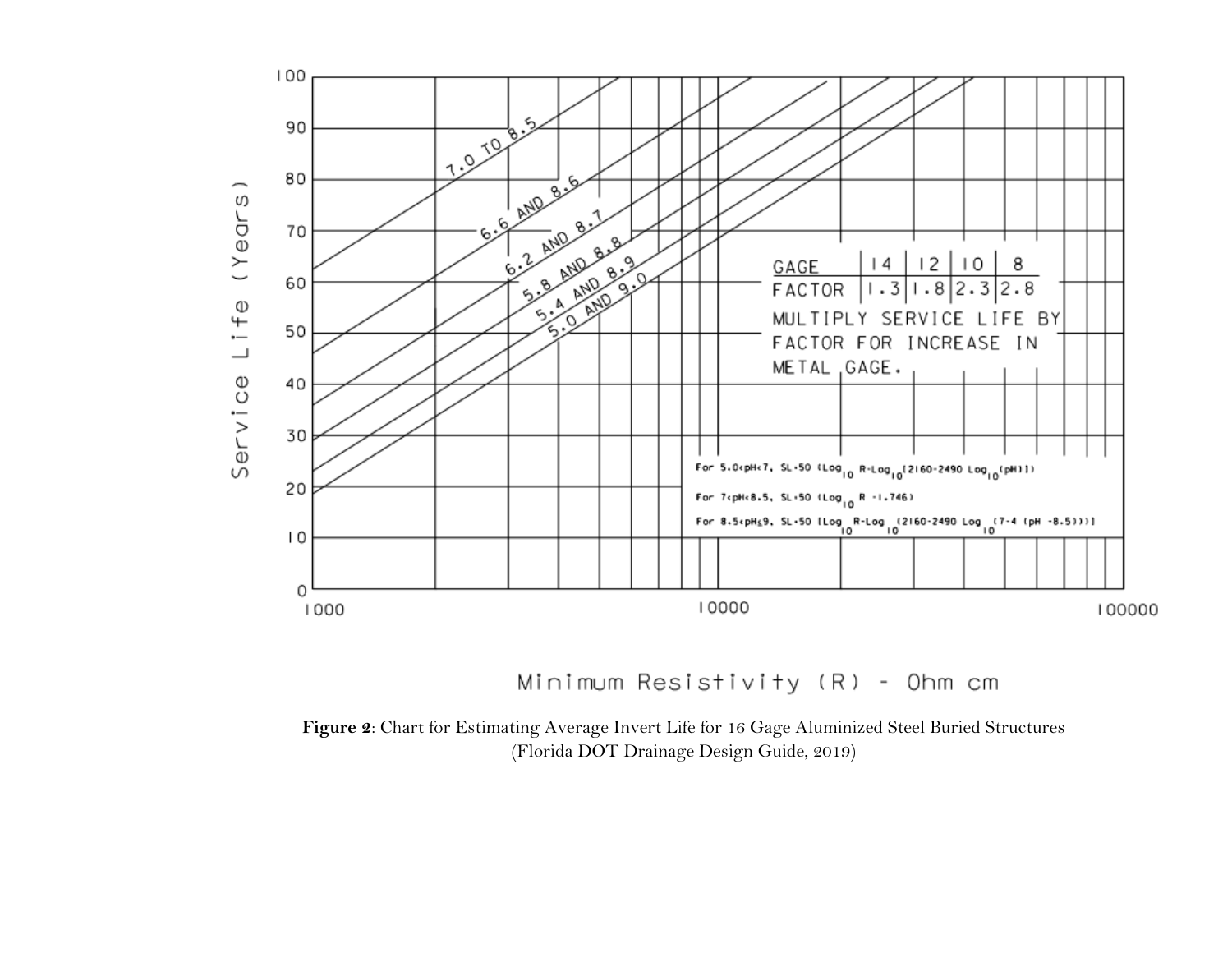**Figure 2**: Chart for Estimating Average Invert Life for 16 Gage Aluminized Steel Buried Structures (Florida DOT Drainage Design Guide, 2019)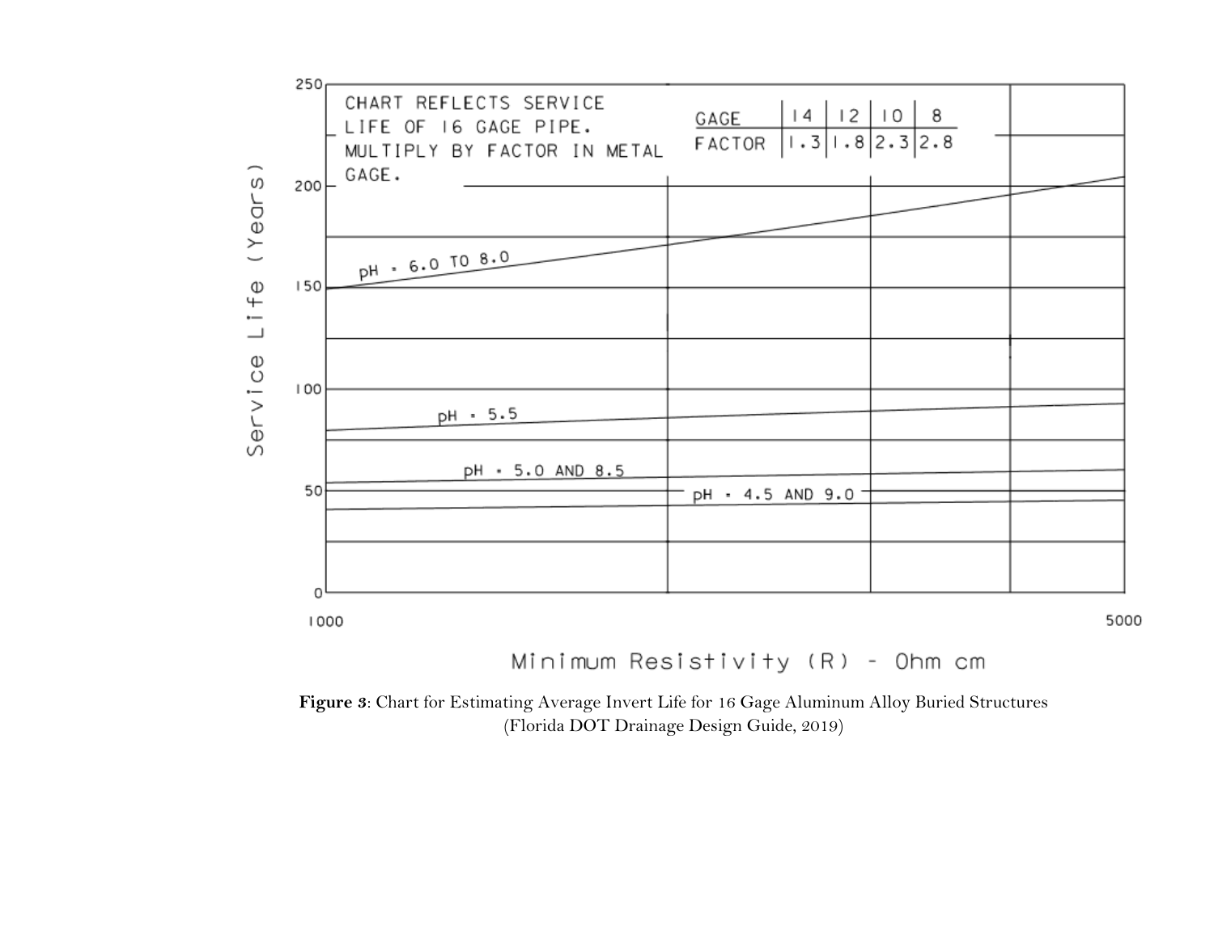CHART REFLECTS SERVICE LIFE OF 16 GAGE PIPE. MULTIPLY BY FACTOR IN METAL GAGE.

| GAGE | 14 | 12 | 10 | 8 |
|---|---|---|---|---|
| FACTOR | 1.3 | 1.8 | 2.3 | 2.8 |

Service Life (Years)

pH = 6.0 TO 8.0

pH = 5.5

pH = 5.0 AND 8.5

pH = 4.5 AND 9.0

Minimum Resistivity (R) - Ohm cm

**Figure 3**: Chart for Estimating Average Invert Life for 16 Gage Aluminum Alloy Buried Structures (Florida DOT Drainage Design Guide, 2019)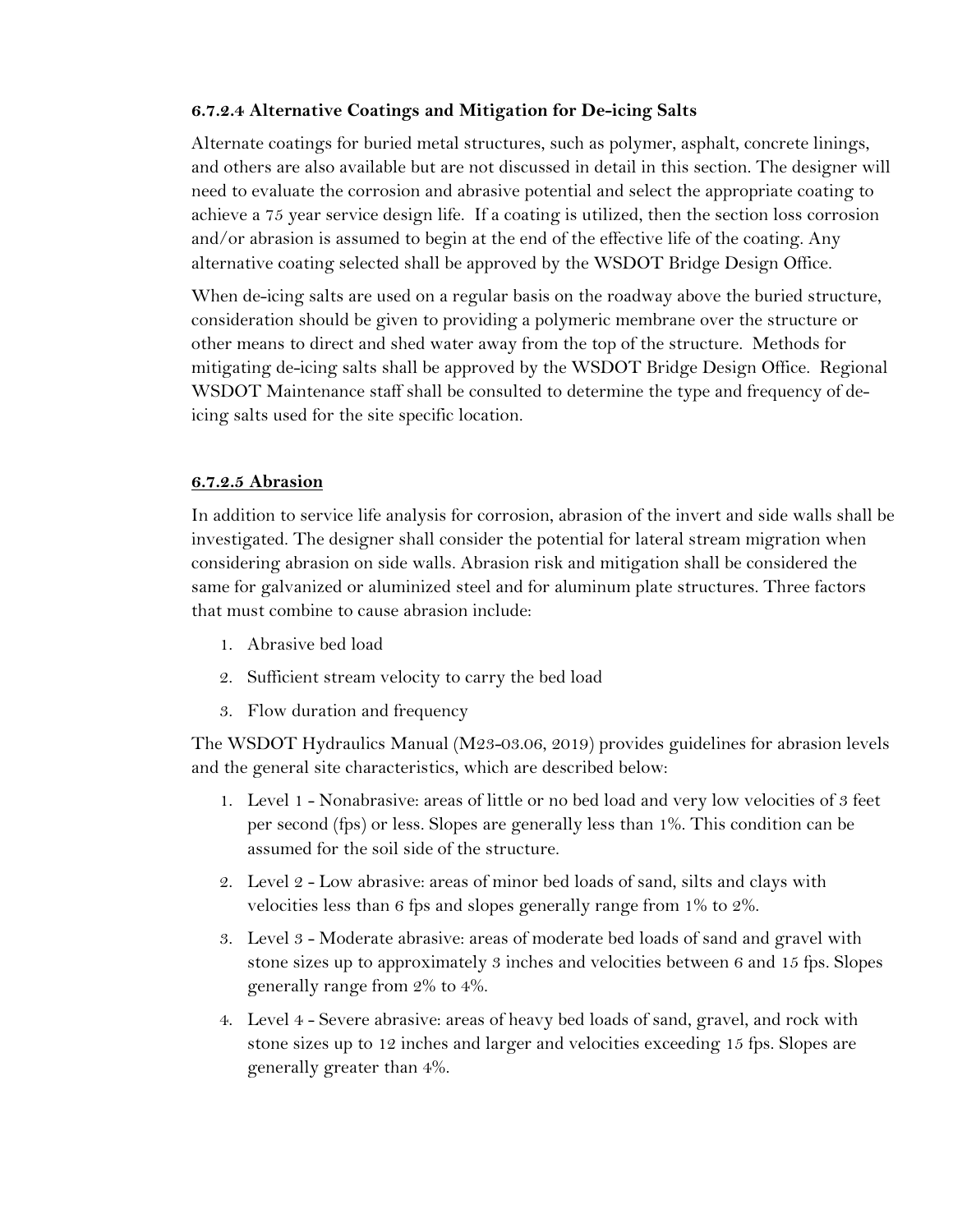#### 6.7.2.4 Alternative Coatings and Mitigation for De-icing Salts

Alternate coatings for buried metal structures, such as polymer, asphalt, concrete linings, and others are also available but are not discussed in detail in this section. The designer will need to evaluate the corrosion and abrasive potential and select the appropriate coating to achieve a 75 year service design life. If a coating is utilized, then the section loss corrosion and/or abrasion is assumed to begin at the end of the effective life of the coating. Any alternative coating selected shall be approved by the WSDOT Bridge Design Office.

When de-icing salts are used on a regular basis on the roadway above the buried structure, consideration should be given to providing a polymeric membrane over the structure or other means to direct and shed water away from the top of the structure. Methods for mitigating de-icing salts shall be approved by the WSDOT Bridge Design Office. Regional WSDOT Maintenance staff shall be consulted to determine the type and frequency of de-icing salts used for the site specific location.

#### 6.7.2.5 Abrasion

In addition to service life analysis for corrosion, abrasion of the invert and side walls shall be investigated. The designer shall consider the potential for lateral stream migration when considering abrasion on side walls. Abrasion risk and mitigation shall be considered the same for galvanized or aluminized steel and for aluminum plate structures. Three factors that must combine to cause abrasion include:

1. Abrasive bed load
2. Sufficient stream velocity to carry the bed load
3. Flow duration and frequency

The WSDOT Hydraulics Manual (M23-03.06, 2019) provides guidelines for abrasion levels and the general site characteristics, which are described below:

1. Level 1 - Nonabrasive: areas of little or no bed load and very low velocities of 3 feet per second (fps) or less. Slopes are generally less than 1%. This condition can be assumed for the soil side of the structure.
2. Level 2 - Low abrasive: areas of minor bed loads of sand, silts and clays with velocities less than 6 fps and slopes generally range from 1% to 2%.
3. Level 3 - Moderate abrasive: areas of moderate bed loads of sand and gravel with stone sizes up to approximately 3 inches and velocities between 6 and 15 fps. Slopes generally range from 2% to 4%.
4. Level 4 - Severe abrasive: areas of heavy bed loads of sand, gravel, and rock with stone sizes up to 12 inches and larger and velocities exceeding 15 fps. Slopes are generally greater than 4%.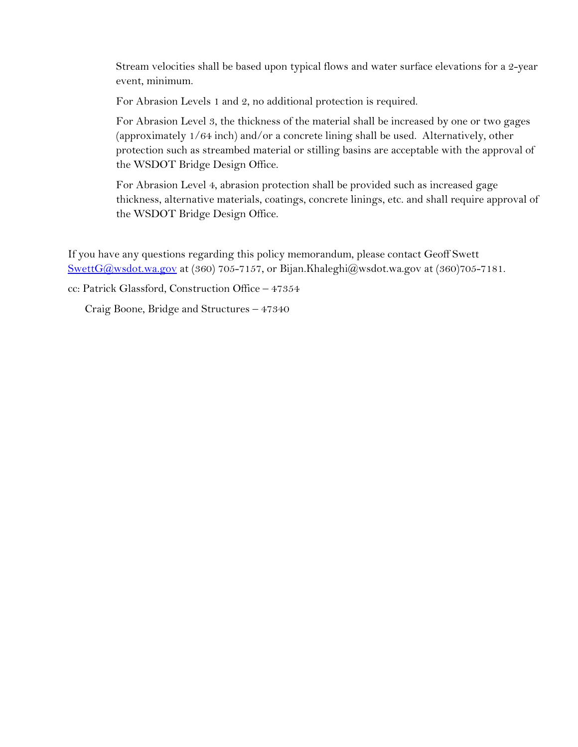Stream velocities shall be based upon typical flows and water surface elevations for a 2-year event, minimum.

For Abrasion Levels 1 and 2, no additional protection is required.

For Abrasion Level 3, the thickness of the material shall be increased by one or two gages (approximately 1/64 inch) and/or a concrete lining shall be used. Alternatively, other protection such as streambed material or stilling basins are acceptable with the approval of the WSDOT Bridge Design Office.

For Abrasion Level 4, abrasion protection shall be provided such as increased gage thickness, alternative materials, coatings, concrete linings, etc. and shall require approval of the WSDOT Bridge Design Office.

If you have any questions regarding this policy memorandum, please contact Geoff Swett SwettG@wsdot.wa.gov at (360) 705-7157, or Bijan.Khaleghi@wsdot.wa.gov at (360)705-7181.

cc: Patrick Glassford, Construction Office – 47354

Craig Boone, Bridge and Structures – 47340